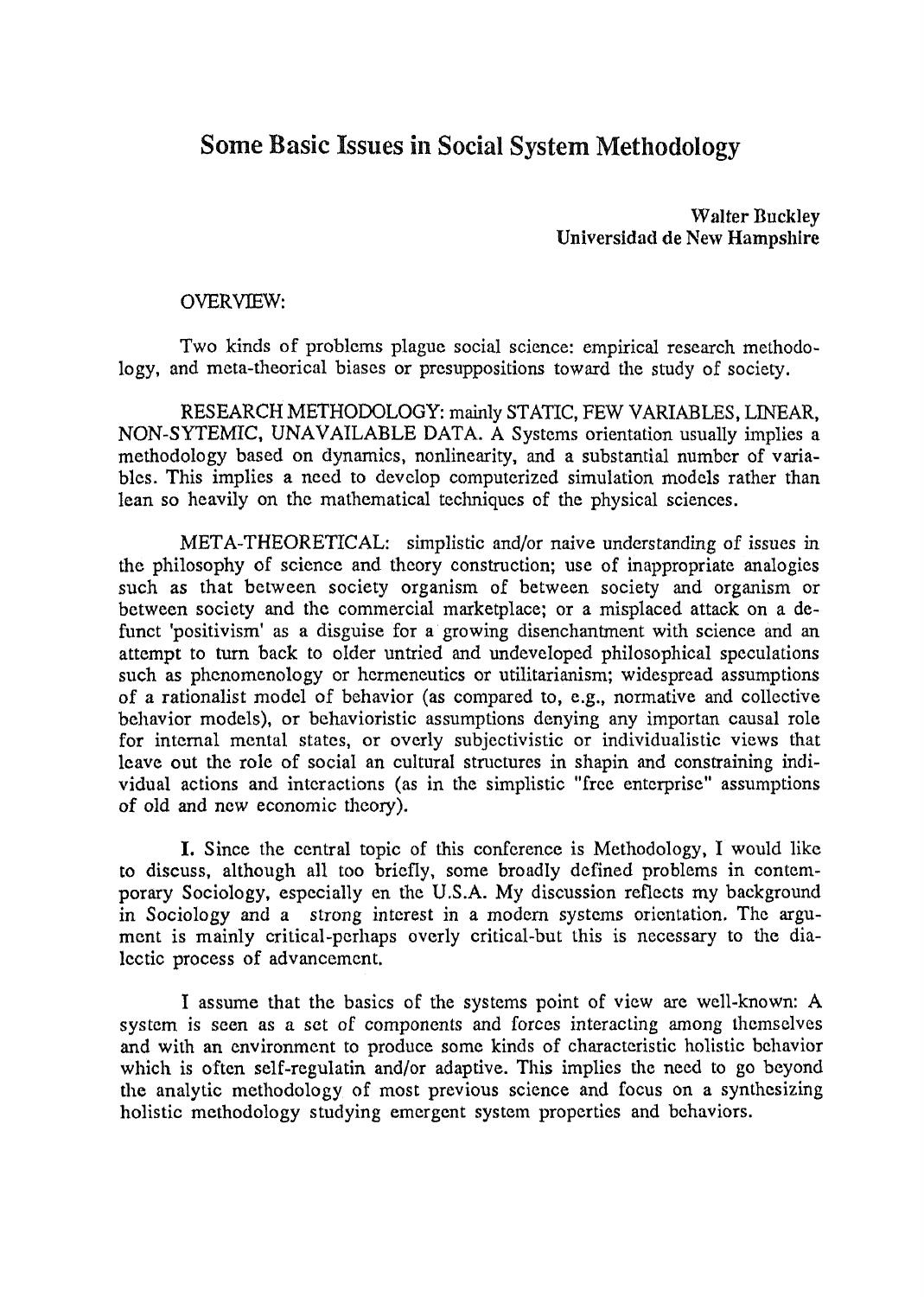# Some Basic Issues in Social System Methodology

**Walter Buckley**
**Universidad de New Hampshire**

OVERVIEW:

Two kinds of problems plague social science: empirical research methodology, and meta-theorical biases or presuppositions toward the study of society.

RESEARCH METHODOLOGY: mainly STATIC, FEW VARIABLES, LINEAR, NON-SYTEMIC, UNAVAILABLE DATA. A Systems orientation usually implies a methodology based on dynamics, nonlinearity, and a substantial number of variables. This implies a need to develop computerized simulation models rather than lean so heavily on the mathematical techniques of the physical sciences.

META-THEORETICAL: simplistic and/or naive understanding of issues in the philosophy of science and theory construction; use of inappropriate analogies such as that between society organism of between society and organism or between society and the commercial marketplace; or a misplaced attack on a defunct 'positivism' as a disguise for a growing disenchantment with science and an attempt to turn back to older untried and undeveloped philosophical speculations such as phenomenology or hermeneutics or utilitarianism; widespread assumptions of a rationalist model of behavior (as compared to, e.g., normative and collective behavior models), or behavioristic assumptions denying any importan causal role for internal mental states, or overly subjectivistic or individualistic views that leave out the role of social an cultural structures in shapin and constraining individual actions and interactions (as in the simplistic "free enterprise" assumptions of old and new economic theory).

**I.** Since the central topic of this conference is Methodology, I would like to discuss, although all too briefly, some broadly defined problems in contemporary Sociology, especially en the U.S.A. My discussion reflects my background in Sociology and a strong interest in a modern systems orientation. The argument is mainly critical-perhaps overly critical-but this is necessary to the dialectic process of advancement.

I assume that the basics of the systems point of view are well-known: A system is seen as a set of components and forces interacting among themselves and with an environment to produce some kinds of characteristic holistic behavior which is often self-regulatin and/or adaptive. This implies the need to go beyond the analytic methodology of most previous science and focus on a synthesizing holistic methodology studying emergent system properties and behaviors.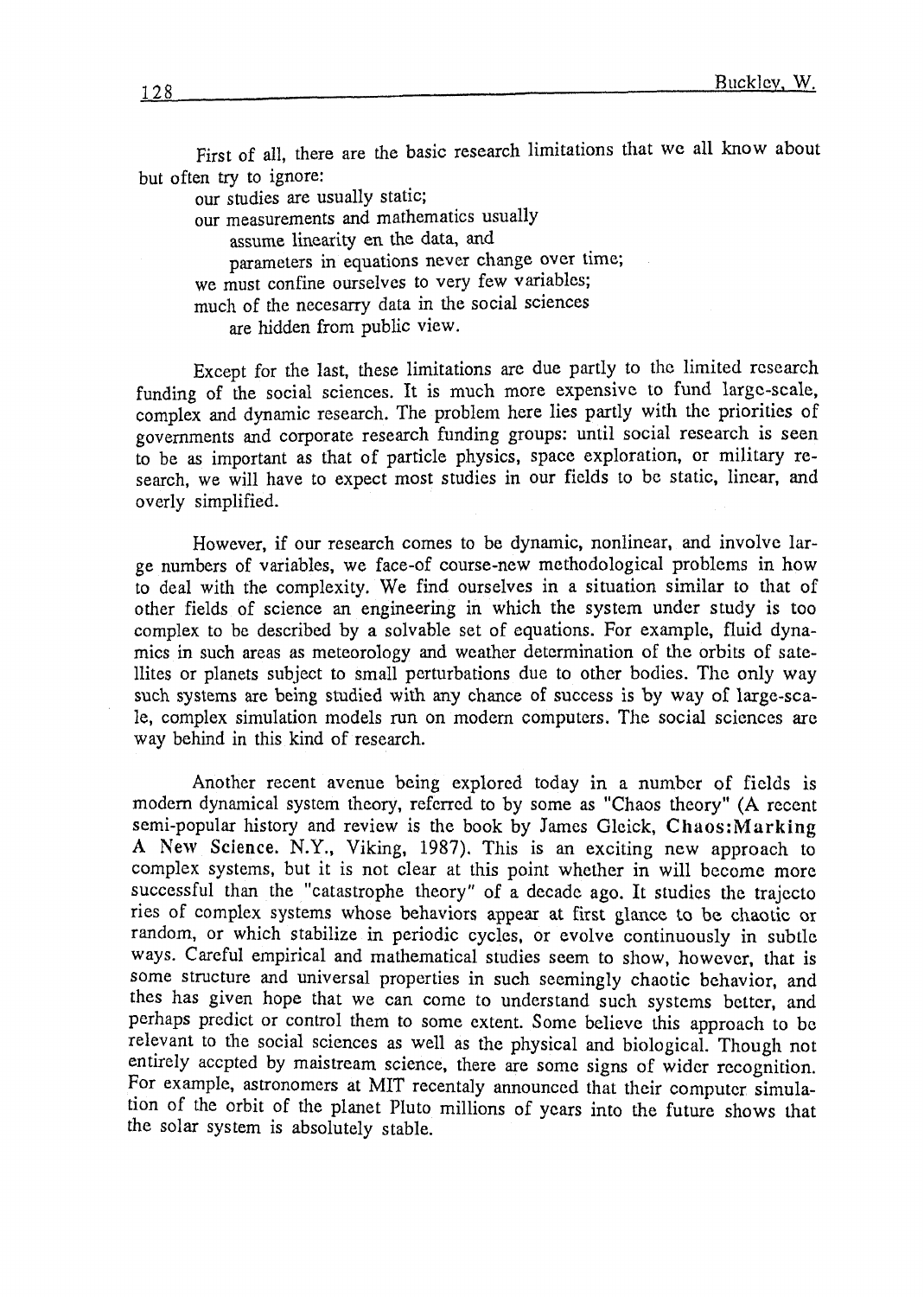First of all, there are the basic research limitations that we all know about but often try to ignore:

- our studies are usually static;
- our measurements and mathematics usually
  - assume linearity en the data, and
  - parameters in equations never change over time;
- we must confine ourselves to very few variables;
- much of the necesarry data in the social sciences
  - are hidden from public view.

Except for the last, these limitations are due partly to the limited research funding of the social sciences. It is much more expensive to fund large-scale, complex and dynamic research. The problem here lies partly with the priorities of governments and corporate research funding groups: until social research is seen to be as important as that of particle physics, space exploration, or military research, we will have to expect most studies in our fields to be static, linear, and overly simplified.

However, if our research comes to be dynamic, nonlinear, and involve large numbers of variables, we face-of course-new methodological problems in how to deal with the complexity. We find ourselves in a situation similar to that of other fields of science an engineering in which the system under study is too complex to be described by a solvable set of equations. For example, fluid dynamics in such areas as meteorology and weather determination of the orbits of satellites or planets subject to small perturbations due to other bodies. The only way such systems are being studied with any chance of success is by way of large-scale, complex simulation models run on modern computers. The social sciences are way behind in this kind of research.

Another recent avenue being explored today in a number of fields is modern dynamical system theory, referred to by some as "Chaos theory" (A recent semi-popular history and review is the book by James Gleick, **Chaos:Marking A New Science.** N.Y., Viking, 1987). This is an exciting new approach to complex systems, but it is not clear at this point whether in will become more successful than the "catastrophe theory" of a decade ago. It studies the trajecto ries of complex systems whose behaviors appear at first glance to be chaotic or random, or which stabilize in periodic cycles, or evolve continuously in subtle ways. Careful empirical and mathematical studies seem to show, however, that is some structure and universal properties in such seemingly chaotic behavior, and thes has given hope that we can come to understand such systems better, and perhaps predict or control them to some extent. Some believe this approach to be relevant to the social sciences as well as the physical and biological. Though not entirely accpted by maistream science, there are some signs of wider recognition. For example, astronomers at MIT recentaly announced that their computer simulation of the orbit of the planet Pluto millions of years into the future shows that the solar system is absolutely stable.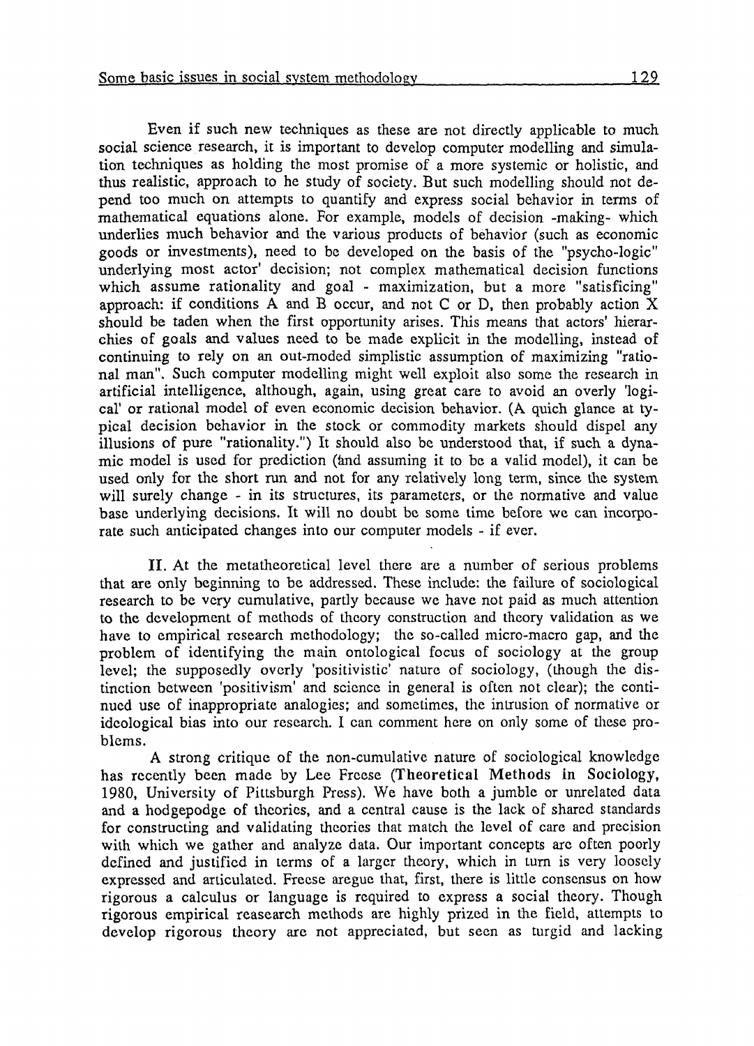Even if such new techniques as these are not directly applicable to much social science research, it is important to develop computer modelling and simulation techniques as holding the most promise of a more systemic or holistic, and thus realistic, approach to he study of society. But such modelling should not depend too much on attempts to quantify and express social behavior in terms of mathematical equations alone. For example, models of decision -making- which underlies much behavior and the various products of behavior (such as economic goods or investments), need to be developed on the basis of the "psycho-logic" underlying most actor' decision; not complex mathematical decision functions which assume rationality and goal - maximization, but a more "satisficing" approach: if conditions A and B occur, and not C or D, then probably action X should be taden when the first opportunity arises. This means that actors' hierarchies of goals and values need to be made explicit in the modelling, instead of continuing to rely on an out-moded simplistic assumption of maximizing "rational man". Such computer modelling might well exploit also some the research in artificial intelligence, although, again, using great care to avoid an overly 'logical' or rational model of even economic decision behavior. (A quich glance at typical decision behavior in the stock or commodity markets should dispel any illusions of pure "rationality.") It should also be understood that, if such a dynamic model is used for prediction (and assuming it to be a valid model), it can be used only for the short run and not for any relatively long term, since the system will surely change - in its structures, its parameters, or the normative and value base underlying decisions. It will no doubt be some time before we can incorporate such anticipated changes into our computer models - if ever.

II. At the metatheoretical level there are a number of serious problems that are only beginning to be addressed. These include: the failure of sociological research to be very cumulative, partly because we have not paid as much attention to the development of methods of theory construction and theory validation as we have to empirical research methodology; the so-called micro-macro gap, and the problem of identifying the main ontological focus of sociology at the group level; the supposedly overly 'positivistic' nature of sociology, (though the distinction between 'positivism' and science in general is often not clear); the continued use of inappropriate analogies; and sometimes, the intrusion of normative or ideological bias into our research. I can comment here on only some of these problems.

A strong critique of the non-cumulative nature of sociological knowledge has recently been made by Lee Freese (**Theoretical Methods in Sociology**, 1980, University of Pittsburgh Press). We have both a jumble or unrelated data and a hodgepodge of theories, and a central cause is the lack of shared standards for constructing and validating theories that match the level of care and precision with which we gather and analyze data. Our important concepts are often poorly defined and justified in terms of a larger theory, which in turn is very loosely expressed and articulated. Freese aregue that, first, there is little consensus on how rigorous a calculus or language is required to express a social theory. Though rigorous empirical reasearch methods are highly prized in the field, attempts to develop rigorous theory are not appreciated, but seen as turgid and lacking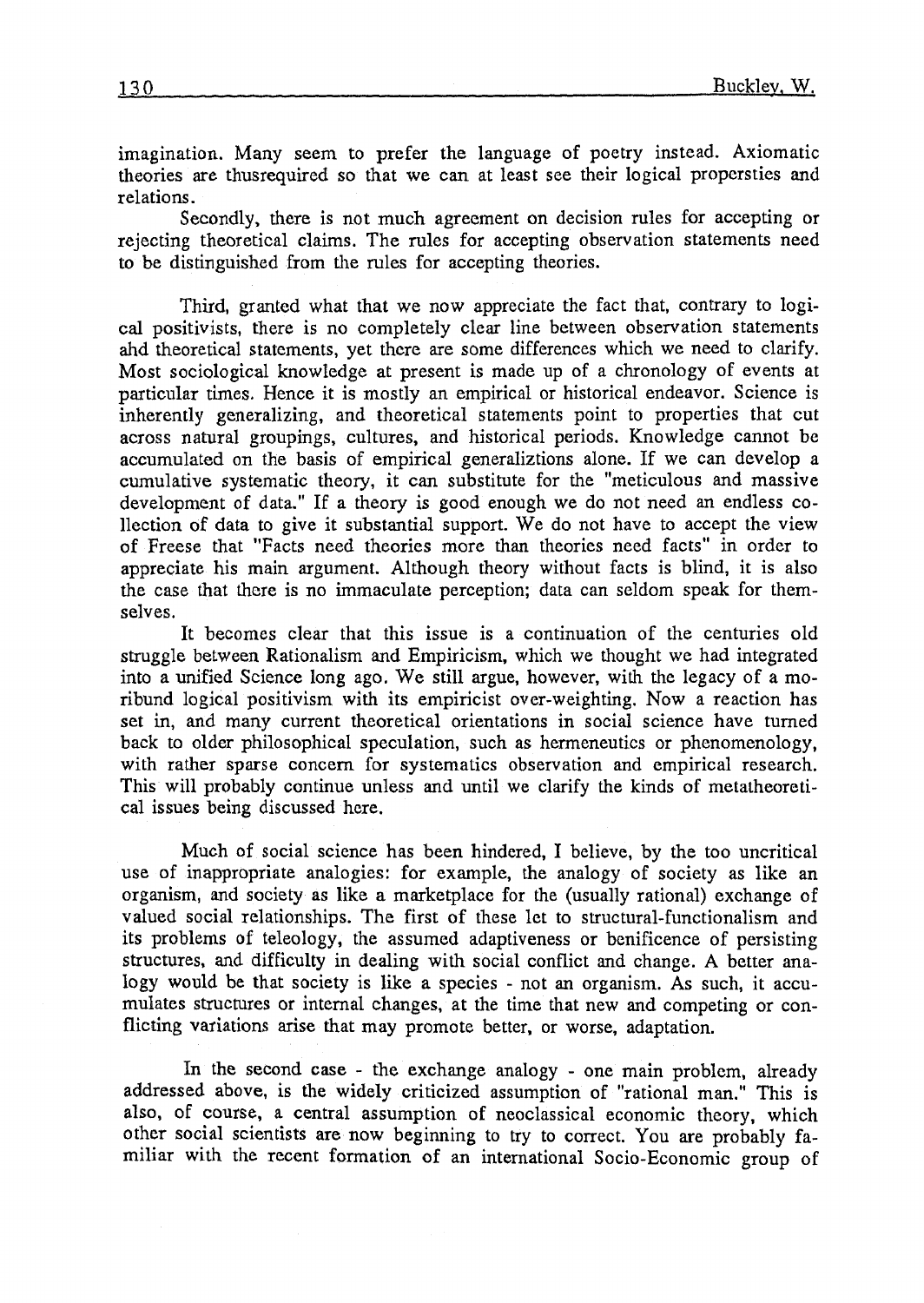imagination. Many seem to prefer the language of poetry instead. Axiomatic theories are thusrequired so that we can at least see their logical propersties and relations.

Secondly, there is not much agreement on decision rules for accepting or rejecting theoretical claims. The rules for accepting observation statements need to be distinguished from the rules for accepting theories.

Third, granted what that we now appreciate the fact that, contrary to logical positivists, there is no completely clear line between observation statements ahd theoretical statements, yet there are some differences which we need to clarify. Most sociological knowledge at present is made up of a chronology of events at particular times. Hence it is mostly an empirical or historical endeavor. Science is inherently generalizing, and theoretical statements point to properties that cut across natural groupings, cultures, and historical periods. Knowledge cannot be accumulated on the basis of empirical generaliztions alone. If we can develop a cumulative systematic theory, it can substitute for the "meticulous and massive development of data." If a theory is good enough we do not need an endless collection of data to give it substantial support. We do not have to accept the view of Freese that "Facts need theories more than theories need facts" in order to appreciate his main argument. Although theory without facts is blind, it is also the case that there is no immaculate perception; data can seldom speak for themselves.

It becomes clear that this issue is a continuation of the centuries old struggle between Rationalism and Empiricism, which we thought we had integrated into a unified Science long ago. We still argue, however, with the legacy of a moribund logical positivism with its empiricist over-weighting. Now a reaction has set in, and many current theoretical orientations in social science have turned back to older philosophical speculation, such as hermeneutics or phenomenology, with rather sparse concern for systematics observation and empirical research. This will probably continue unless and until we clarify the kinds of metatheoretical issues being discussed here.

Much of social science has been hindered, I believe, by the too uncritical use of inappropriate analogies: for example, the analogy of society as like an organism, and society as like a marketplace for the (usually rational) exchange of valued social relationships. The first of these let to structural-functionalism and its problems of teleology, the assumed adaptiveness or benificence of persisting structures, and difficulty in dealing with social conflict and change. A better analogy would be that society is like a species - not an organism. As such, it accumulates structures or internal changes, at the time that new and competing or conflicting variations arise that may promote better, or worse, adaptation.

In the second case - the exchange analogy - one main problem, already addressed above, is the widely criticized assumption of "rational man." This is also, of course, a central assumption of neoclassical economic theory, which other social scientists are now beginning to try to correct. You are probably familiar with the recent formation of an international Socio-Economic group of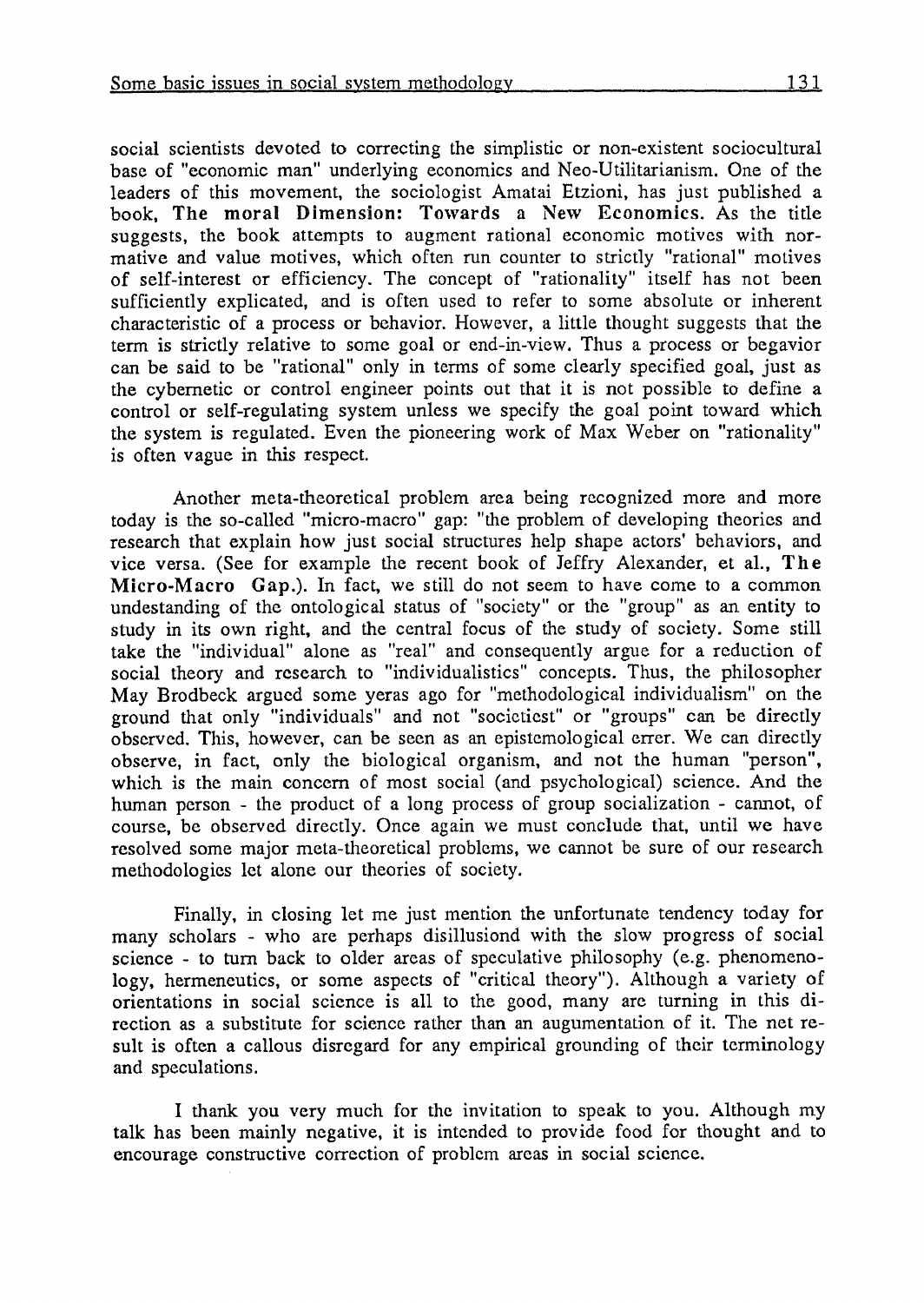social scientists devoted to correcting the simplistic or non-existent sociocultural base of "economic man" underlying economics and Neo-Utilitarianism. One of the leaders of this movement, the sociologist Amatai Etzioni, has just published a book, **The moral Dimension: Towards a New Economics**. As the title suggests, the book attempts to augment rational economic motives with normative and value motives, which often run counter to strictly "rational" motives of self-interest or efficiency. The concept of "rationality" itself has not been sufficiently explicated, and is often used to refer to some absolute or inherent characteristic of a process or behavior. However, a little thought suggests that the term is strictly relative to some goal or end-in-view. Thus a process or begavior can be said to be "rational" only in terms of some clearly specified goal, just as the cybernetic or control engineer points out that it is not possible to define a control or self-regulating system unless we specify the goal point toward which the system is regulated. Even the pioneering work of Max Weber on "rationality" is often vague in this respect.

Another meta-theoretical problem area being recognized more and more today is the so-called "micro-macro" gap: "the problem of developing theories and research that explain how just social structures help shape actors' behaviors, and vice versa. (See for example the recent book of Jeffry Alexander, et al., **The Micro-Macro Gap.**). In fact, we still do not seem to have come to a common undestanding of the ontological status of "society" or the "group" as an entity to study in its own right, and the central focus of the study of society. Some still take the "individual" alone as "real" and consequently argue for a reduction of social theory and research to "individualistics" concepts. Thus, the philosopher May Brodbeck argued some yeras ago for "methodological individualism" on the ground that only "individuals" and not "societiest" or "groups" can be directly observed. This, however, can be seen as an epistemological error. We can directly observe, in fact, only the biological organism, and not the human "person", which is the main concern of most social (and psychological) science. And the human person - the product of a long process of group socialization - cannot, of course, be observed directly. Once again we must conclude that, until we have resolved some major meta-theoretical problems, we cannot be sure of our research methodologies let alone our theories of society.

Finally, in closing let me just mention the unfortunate tendency today for many scholars - who are perhaps disillusiond with the slow progress of social science - to turn back to older areas of speculative philosophy (e.g. phenomenology, hermeneutics, or some aspects of "critical theory"). Although a variety of orientations in social science is all to the good, many are turning in this direction as a substitute for science rather than an augumentation of it. The net result is often a callous disregard for any empirical grounding of their terminology and speculations.

I thank you very much for the invitation to speak to you. Although my talk has been mainly negative, it is intended to provide food for thought and to encourage constructive correction of problem areas in social science.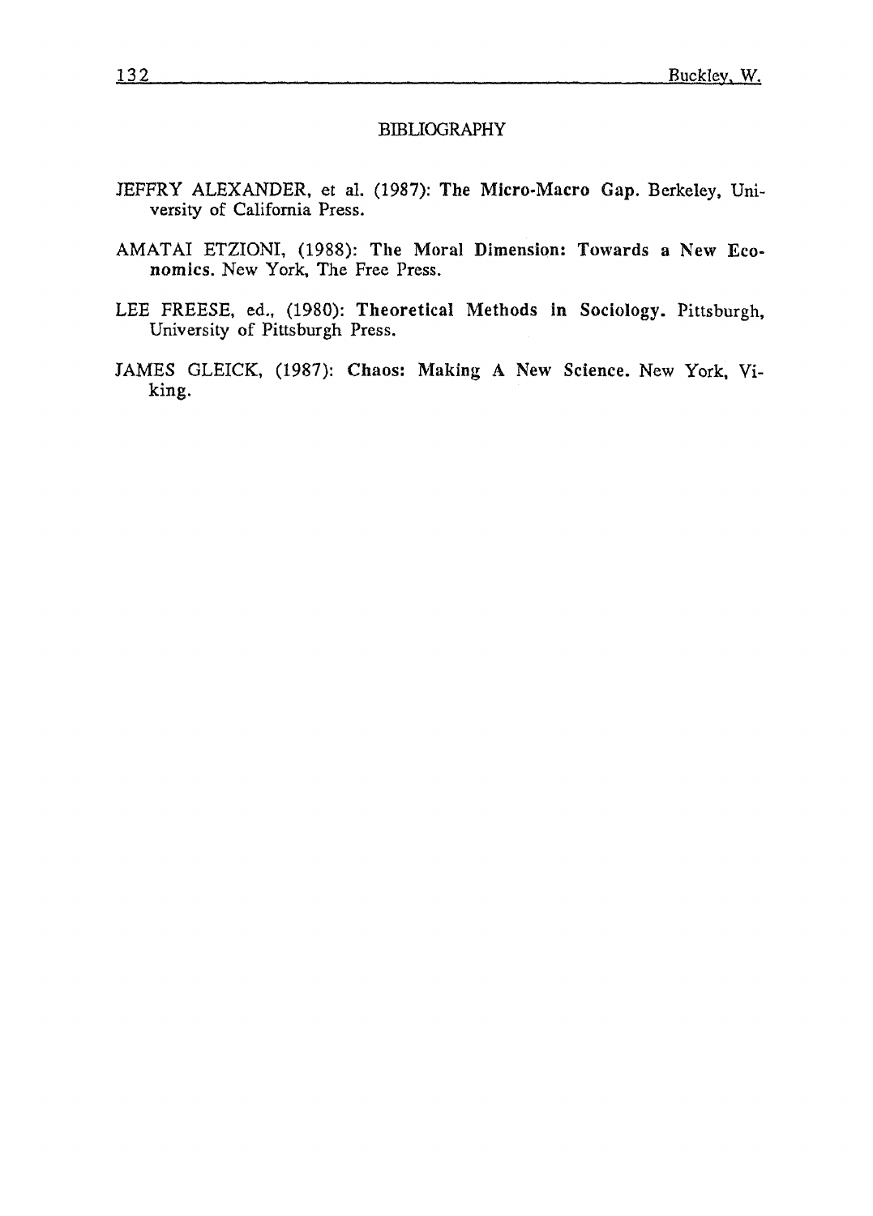## BIBLIOGRAPHY

JEFFRY ALEXANDER, et al. (1987): **The Micro-Macro Gap.** Berkeley, University of California Press.

AMATAI ETZIONI, (1988): **The Moral Dimension: Towards a New Economics.** New York, The Free Press.

LEE FREESE, ed., (1980): **Theoretical Methods in Sociology.** Pittsburgh, University of Pittsburgh Press.

JAMES GLEICK, (1987): **Chaos: Making A New Science.** New York, Viking.